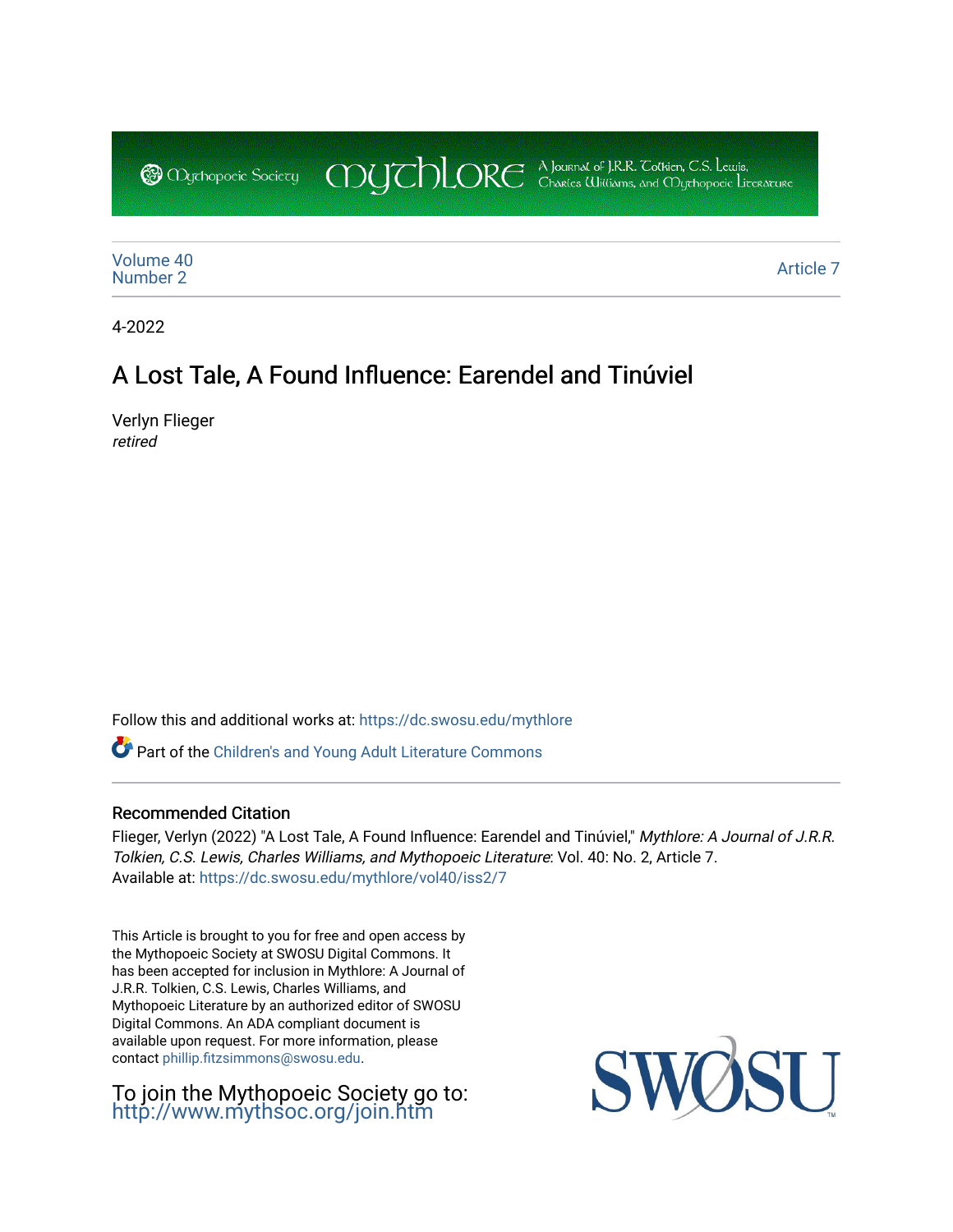Mythopoeic Society | Mythlore: A Journal of J.R.R. Tolkien, C.S. Lewis, Charles Williams, and Mythopoeic Literature

Volume 40
Number 2

Article 7

4-2022

# A Lost Tale, A Found Influence: Earendel and Tinúviel

Verlyn Flieger
*retired*

Follow this and additional works at: https://dc.swosu.edu/mythlore

Part of the Children's and Young Adult Literature Commons

## Recommended Citation

Flieger, Verlyn (2022) "A Lost Tale, A Found Influence: Earendel and Tinúviel," *Mythlore: A Journal of J.R.R. Tolkien, C.S. Lewis, Charles Williams, and Mythopoeic Literature*: Vol. 40: No. 2, Article 7.
Available at: https://dc.swosu.edu/mythlore/vol40/iss2/7

This Article is brought to you for free and open access by the Mythopoeic Society at SWOSU Digital Commons. It has been accepted for inclusion in Mythlore: A Journal of J.R.R. Tolkien, C.S. Lewis, Charles Williams, and Mythopoeic Literature by an authorized editor of SWOSU Digital Commons. An ADA compliant document is available upon request. For more information, please contact phillip.fitzsimmons@swosu.edu.

To join the Mythopoeic Society go to: http://www.mythsoc.org/join.htm

SWOSU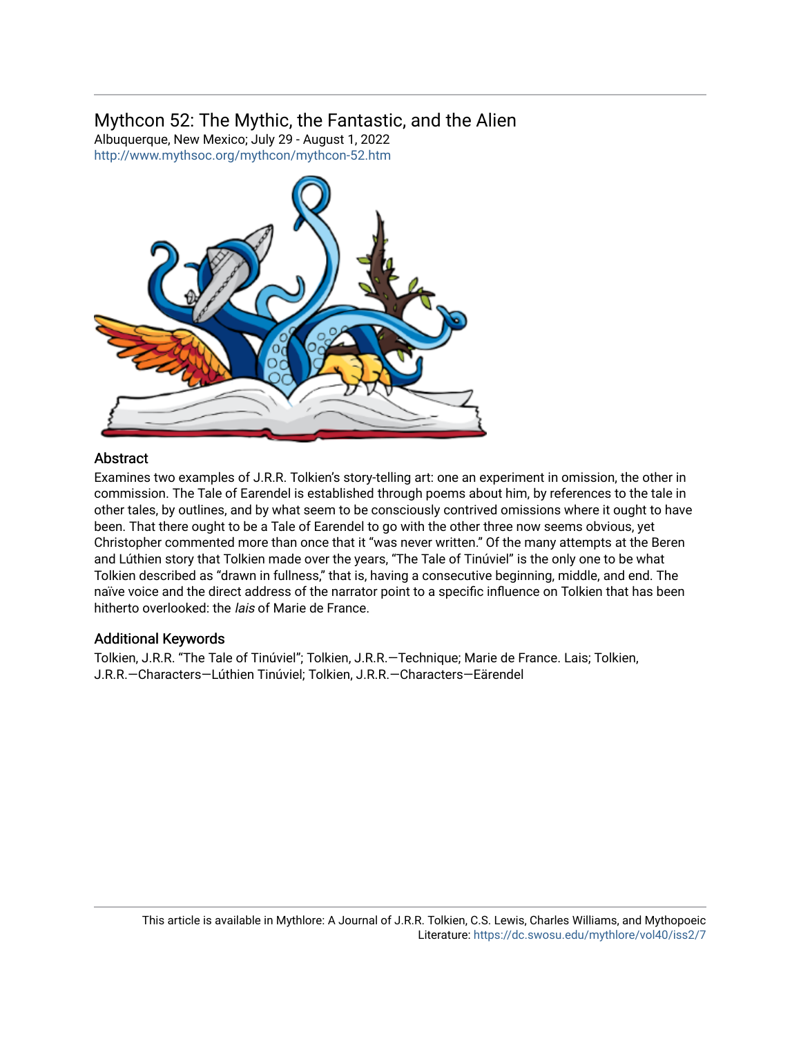## Mythcon 52: The Mythic, the Fantastic, and the Alien

Albuquerque, New Mexico; July 29 - August 1, 2022
http://www.mythsoc.org/mythcon/mythcon-52.htm

### Abstract

Examines two examples of J.R.R. Tolkien's story-telling art: one an experiment in omission, the other in commission. The Tale of Earendel is established through poems about him, by references to the tale in other tales, by outlines, and by what seem to be consciously contrived omissions where it ought to have been. That there ought to be a Tale of Earendel to go with the other three now seems obvious, yet Christopher commented more than once that it "was never written." Of the many attempts at the Beren and Lúthien story that Tolkien made over the years, "The Tale of Tinúviel" is the only one to be what Tolkien described as "drawn in fullness," that is, having a consecutive beginning, middle, and end. The naïve voice and the direct address of the narrator point to a specific influence on Tolkien that has been hitherto overlooked: the *lais* of Marie de France.

### Additional Keywords

Tolkien, J.R.R. "The Tale of Tinúviel"; Tolkien, J.R.R.—Technique; Marie de France. Lais; Tolkien, J.R.R.—Characters—Lúthien Tinúviel; Tolkien, J.R.R.—Characters—Eärendel

This article is available in Mythlore: A Journal of J.R.R. Tolkien, C.S. Lewis, Charles Williams, and Mythopoeic Literature: https://dc.swosu.edu/mythlore/vol40/iss2/7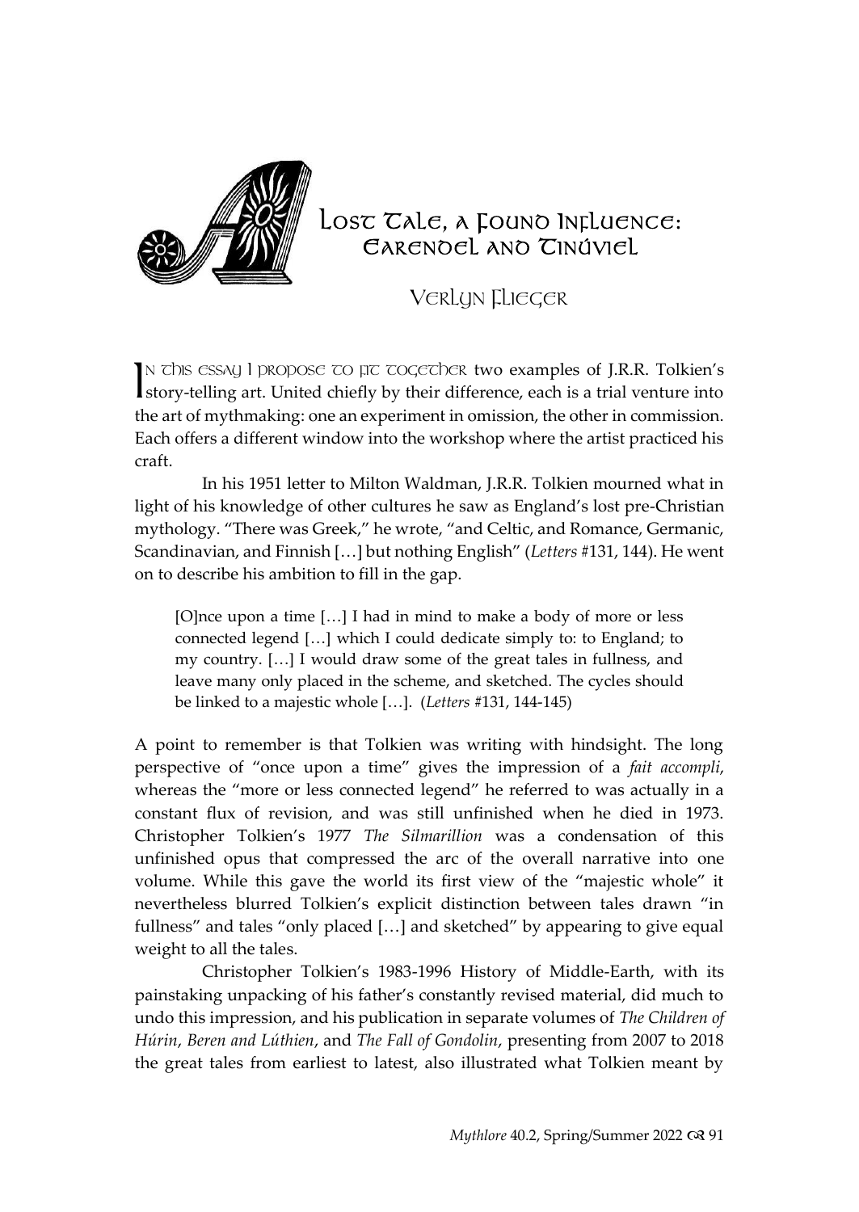# A Lost Tale, a Found Influence: Earendel and Tinúviel

Verlyn Flieger

In this essay I propose to fit together two examples of J.R.R. Tolkien's story-telling art. United chiefly by their difference, each is a trial venture into the art of mythmaking: one an experiment in omission, the other in commission. Each offers a different window into the workshop where the artist practiced his craft.

In his 1951 letter to Milton Waldman, J.R.R. Tolkien mourned what in light of his knowledge of other cultures he saw as England's lost pre-Christian mythology. "There was Greek," he wrote, "and Celtic, and Romance, Germanic, Scandinavian, and Finnish […] but nothing English" (*Letters* #131, 144). He went on to describe his ambition to fill in the gap.

> [O]nce upon a time […] I had in mind to make a body of more or less connected legend […] which I could dedicate simply to: to England; to my country. […] I would draw some of the great tales in fullness, and leave many only placed in the scheme, and sketched. The cycles should be linked to a majestic whole […]. (*Letters* #131, 144-145)

A point to remember is that Tolkien was writing with hindsight. The long perspective of "once upon a time" gives the impression of a *fait accompli*, whereas the "more or less connected legend" he referred to was actually in a constant flux of revision, and was still unfinished when he died in 1973. Christopher Tolkien's 1977 *The Silmarillion* was a condensation of this unfinished opus that compressed the arc of the overall narrative into one volume. While this gave the world its first view of the "majestic whole" it nevertheless blurred Tolkien's explicit distinction between tales drawn "in fullness" and tales "only placed […] and sketched" by appearing to give equal weight to all the tales.

Christopher Tolkien's 1983-1996 History of Middle-Earth, with its painstaking unpacking of his father's constantly revised material, did much to undo this impression, and his publication in separate volumes of *The Children of Húrin*, *Beren and Lúthien*, and *The Fall of Gondolin*, presenting from 2007 to 2018 the great tales from earliest to latest, also illustrated what Tolkien meant by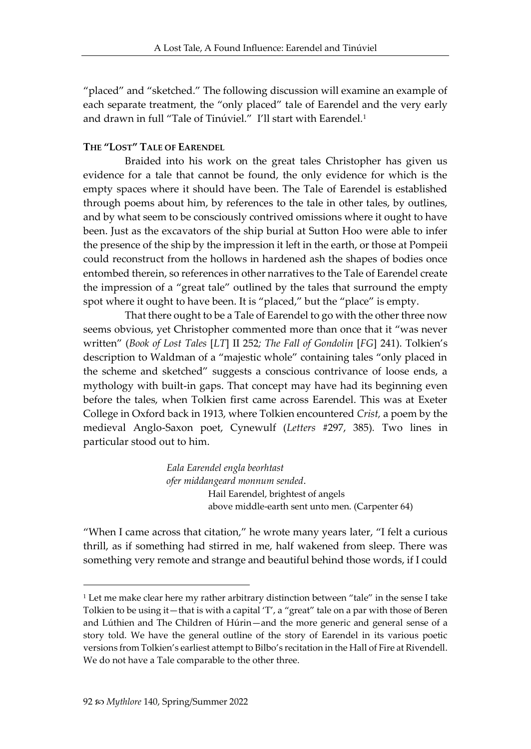"placed" and "sketched." The following discussion will examine an example of each separate treatment, the "only placed" tale of Earendel and the very early and drawn in full "Tale of Tinúviel." I'll start with Earendel.[1]

### THE "LOST" TALE OF EARENDEL

Braided into his work on the great tales Christopher has given us evidence for a tale that cannot be found, the only evidence for which is the empty spaces where it should have been. The Tale of Earendel is established through poems about him, by references to the tale in other tales, by outlines, and by what seem to be consciously contrived omissions where it ought to have been. Just as the excavators of the ship burial at Sutton Hoo were able to infer the presence of the ship by the impression it left in the earth, or those at Pompeii could reconstruct from the hollows in hardened ash the shapes of bodies once entombed therein, so references in other narratives to the Tale of Earendel create the impression of a "great tale" outlined by the tales that surround the empty spot where it ought to have been. It is "placed," but the "place" is empty.

That there ought to be a Tale of Earendel to go with the other three now seems obvious, yet Christopher commented more than once that it "was never written" (*Book of Lost Tales* [*LT*] II 252*; The Fall of Gondolin* [*FG*] 241). Tolkien's description to Waldman of a "majestic whole" containing tales "only placed in the scheme and sketched" suggests a conscious contrivance of loose ends, a mythology with built-in gaps. That concept may have had its beginning even before the tales, when Tolkien first came across Earendel. This was at Exeter College in Oxford back in 1913, where Tolkien encountered *Crist,* a poem by the medieval Anglo-Saxon poet, Cynewulf (*Letters* #297, 385). Two lines in particular stood out to him.

> *Eala Earendel engla beorhtast*
> *ofer middangeard monnum sended*.
> Hail Earendel, brightest of angels
> above middle-earth sent unto men. (Carpenter 64)

"When I came across that citation," he wrote many years later, "I felt a curious thrill, as if something had stirred in me, half wakened from sleep. There was something very remote and strange and beautiful behind those words, if I could

---

[1] Let me make clear here my rather arbitrary distinction between "tale" in the sense I take Tolkien to be using it—that is with a capital 'T', a "great" tale on a par with those of Beren and Lúthien and The Children of Húrin—and the more generic and general sense of a story told. We have the general outline of the story of Earendel in its various poetic versions from Tolkien's earliest attempt to Bilbo's recitation in the Hall of Fire at Rivendell. We do not have a Tale comparable to the other three.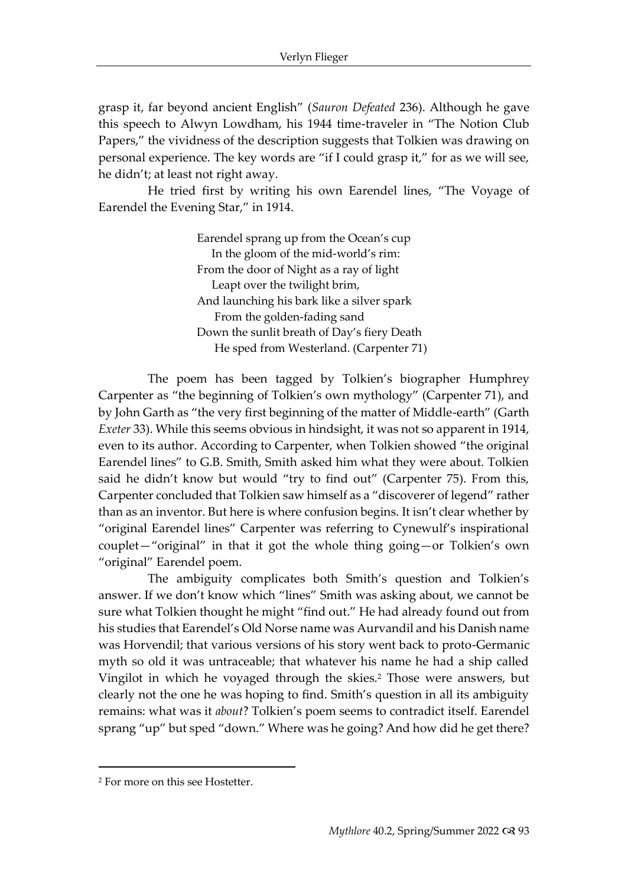grasp it, far beyond ancient English" (*Sauron Defeated* 236). Although he gave this speech to Alwyn Lowdham, his 1944 time-traveler in "The Notion Club Papers," the vividness of the description suggests that Tolkien was drawing on personal experience. The key words are "if I could grasp it," for as we will see, he didn't; at least not right away.

He tried first by writing his own Earendel lines, "The Voyage of Earendel the Evening Star," in 1914.

> Earendel sprang up from the Ocean's cup
>   In the gloom of the mid-world's rim:
> From the door of Night as a ray of light
>   Leapt over the twilight brim,
> And launching his bark like a silver spark
>   From the golden-fading sand
> Down the sunlit breath of Day's fiery Death
>   He sped from Westerland. (Carpenter 71)

The poem has been tagged by Tolkien's biographer Humphrey Carpenter as "the beginning of Tolkien's own mythology" (Carpenter 71), and by John Garth as "the very first beginning of the matter of Middle-earth" (Garth *Exeter* 33). While this seems obvious in hindsight, it was not so apparent in 1914, even to its author. According to Carpenter, when Tolkien showed "the original Earendel lines" to G.B. Smith, Smith asked him what they were about. Tolkien said he didn't know but would "try to find out" (Carpenter 75). From this, Carpenter concluded that Tolkien saw himself as a "discoverer of legend" rather than as an inventor. But here is where confusion begins. It isn't clear whether by "original Earendel lines" Carpenter was referring to Cynewulf's inspirational couplet—"original" in that it got the whole thing going—or Tolkien's own "original" Earendel poem.

The ambiguity complicates both Smith's question and Tolkien's answer. If we don't know which "lines" Smith was asking about, we cannot be sure what Tolkien thought he might "find out." He had already found out from his studies that Earendel's Old Norse name was Aurvandil and his Danish name was Horvendil; that various versions of his story went back to proto-Germanic myth so old it was untraceable; that whatever his name he had a ship called Vingilot in which he voyaged through the skies.[2] Those were answers, but clearly not the one he was hoping to find. Smith's question in all its ambiguity remains: what was it *about*? Tolkien's poem seems to contradict itself. Earendel sprang "up" but sped "down." Where was he going? And how did he get there?

---

[2] For more on this see Hostetter.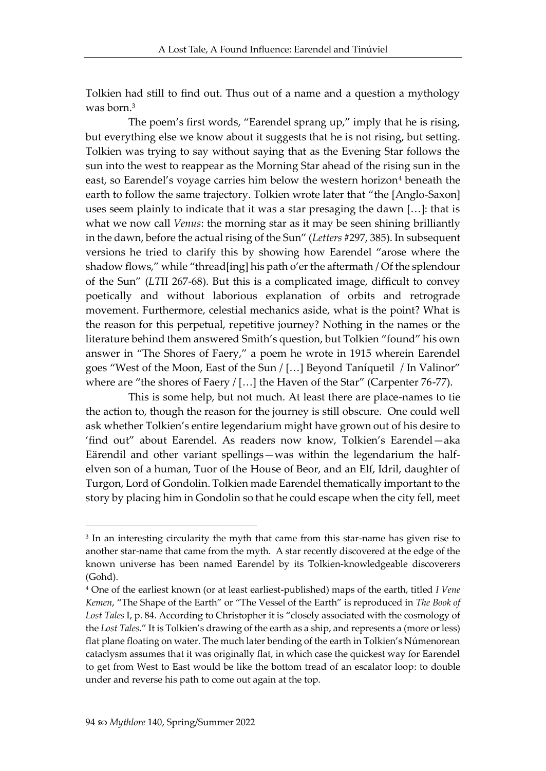Tolkien had still to find out. Thus out of a name and a question a mythology was born.[3]

The poem's first words, "Earendel sprang up," imply that he is rising, but everything else we know about it suggests that he is not rising, but setting. Tolkien was trying to say without saying that as the Evening Star follows the sun into the west to reappear as the Morning Star ahead of the rising sun in the east, so Earendel's voyage carries him below the western horizon[4] beneath the earth to follow the same trajectory. Tolkien wrote later that "the [Anglo-Saxon] uses seem plainly to indicate that it was a star presaging the dawn […]: that is what we now call *Venus*: the morning star as it may be seen shining brilliantly in the dawn, before the actual rising of the Sun" (*Letters* #297, 385). In subsequent versions he tried to clarify this by showing how Earendel "arose where the shadow flows," while "thread[ing] his path o'er the aftermath / Of the splendour of the Sun" (*LT*II 267-68). But this is a complicated image, difficult to convey poetically and without laborious explanation of orbits and retrograde movement. Furthermore, celestial mechanics aside, what is the point? What is the reason for this perpetual, repetitive journey? Nothing in the names or the literature behind them answered Smith's question, but Tolkien "found" his own answer in "The Shores of Faery," a poem he wrote in 1915 wherein Earendel goes "West of the Moon, East of the Sun / […] Beyond Taníquetil / In Valinor" where are "the shores of Faery / […] the Haven of the Star" (Carpenter 76-77).

This is some help, but not much. At least there are place-names to tie the action to, though the reason for the journey is still obscure. One could well ask whether Tolkien's entire legendarium might have grown out of his desire to 'find out" about Earendel. As readers now know, Tolkien's Earendel—aka Eärendil and other variant spellings—was within the legendarium the half-elven son of a human, Tuor of the House of Beor, and an Elf, Idril, daughter of Turgon, Lord of Gondolin. Tolkien made Earendel thematically important to the story by placing him in Gondolin so that he could escape when the city fell, meet

---

[3] In an interesting circularity the myth that came from this star-name has given rise to another star-name that came from the myth. A star recently discovered at the edge of the known universe has been named Earendel by its Tolkien-knowledgeable discoverers (Gohd).

[4] One of the earliest known (or at least earliest-published) maps of the earth, titled *I Vene Kemen*, "The Shape of the Earth" or "The Vessel of the Earth" is reproduced in *The Book of Lost Tales* I, p. 84. According to Christopher it is "closely associated with the cosmology of the *Lost Tales*." It is Tolkien's drawing of the earth as a ship, and represents a (more or less) flat plane floating on water. The much later bending of the earth in Tolkien's Númenorean cataclysm assumes that it was originally flat, in which case the quickest way for Earendel to get from West to East would be like the bottom tread of an escalator loop: to double under and reverse his path to come out again at the top.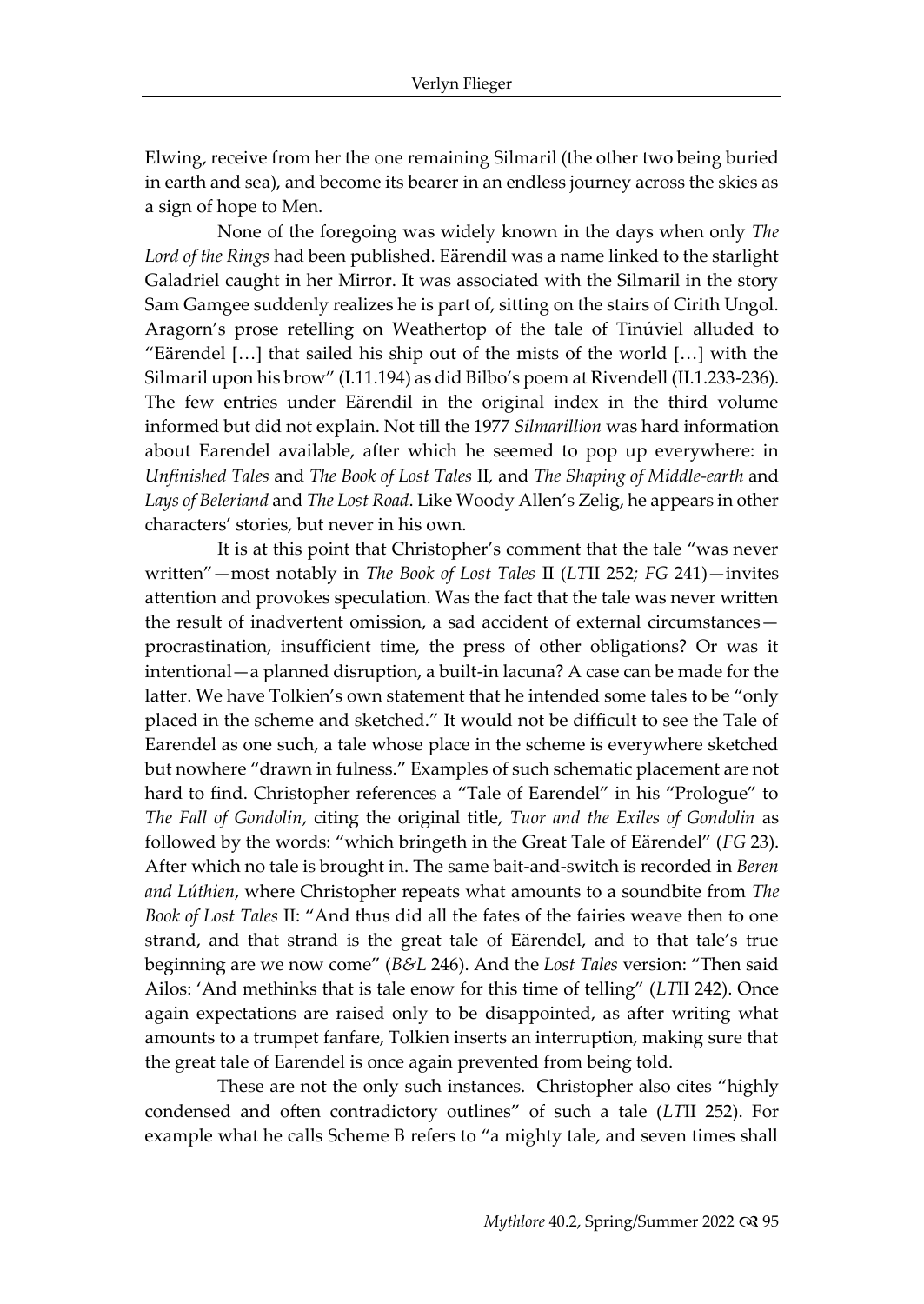Elwing, receive from her the one remaining Silmaril (the other two being buried in earth and sea), and become its bearer in an endless journey across the skies as a sign of hope to Men.

None of the foregoing was widely known in the days when only *The Lord of the Rings* had been published. Eärendil was a name linked to the starlight Galadriel caught in her Mirror. It was associated with the Silmaril in the story Sam Gamgee suddenly realizes he is part of, sitting on the stairs of Cirith Ungol. Aragorn's prose retelling on Weathertop of the tale of Tinúviel alluded to "Eärendel […] that sailed his ship out of the mists of the world […] with the Silmaril upon his brow" (I.11.194) as did Bilbo's poem at Rivendell (II.1.233-236). The few entries under Eärendil in the original index in the third volume informed but did not explain. Not till the 1977 *Silmarillion* was hard information about Earendel available, after which he seemed to pop up everywhere: in *Unfinished Tales* and *The Book of Lost Tales* II, and *The Shaping of Middle-earth* and *Lays of Beleriand* and *The Lost Road*. Like Woody Allen's Zelig, he appears in other characters' stories, but never in his own.

It is at this point that Christopher's comment that the tale "was never written"—most notably in *The Book of Lost Tales* II (*LT*II 252; *FG* 241)—invites attention and provokes speculation. Was the fact that the tale was never written the result of inadvertent omission, a sad accident of external circumstances—procrastination, insufficient time, the press of other obligations? Or was it intentional—a planned disruption, a built-in lacuna? A case can be made for the latter. We have Tolkien's own statement that he intended some tales to be "only placed in the scheme and sketched." It would not be difficult to see the Tale of Earendel as one such, a tale whose place in the scheme is everywhere sketched but nowhere "drawn in fulness." Examples of such schematic placement are not hard to find. Christopher references a "Tale of Earendel" in his "Prologue" to *The Fall of Gondolin*, citing the original title, *Tuor and the Exiles of Gondolin* as followed by the words: "which bringeth in the Great Tale of Eärendel" (*FG* 23). After which no tale is brought in. The same bait-and-switch is recorded in *Beren and Lúthien*, where Christopher repeats what amounts to a soundbite from *The Book of Lost Tales* II: "And thus did all the fates of the fairies weave then to one strand, and that strand is the great tale of Eärendel, and to that tale's true beginning are we now come" (*B&L* 246). And the *Lost Tales* version: "Then said Ailos: 'And methinks that is tale enow for this time of telling" (*LT*II 242). Once again expectations are raised only to be disappointed, as after writing what amounts to a trumpet fanfare, Tolkien inserts an interruption, making sure that the great tale of Earendel is once again prevented from being told.

These are not the only such instances. Christopher also cites "highly condensed and often contradictory outlines" of such a tale (*LT*II 252). For example what he calls Scheme B refers to "a mighty tale, and seven times shall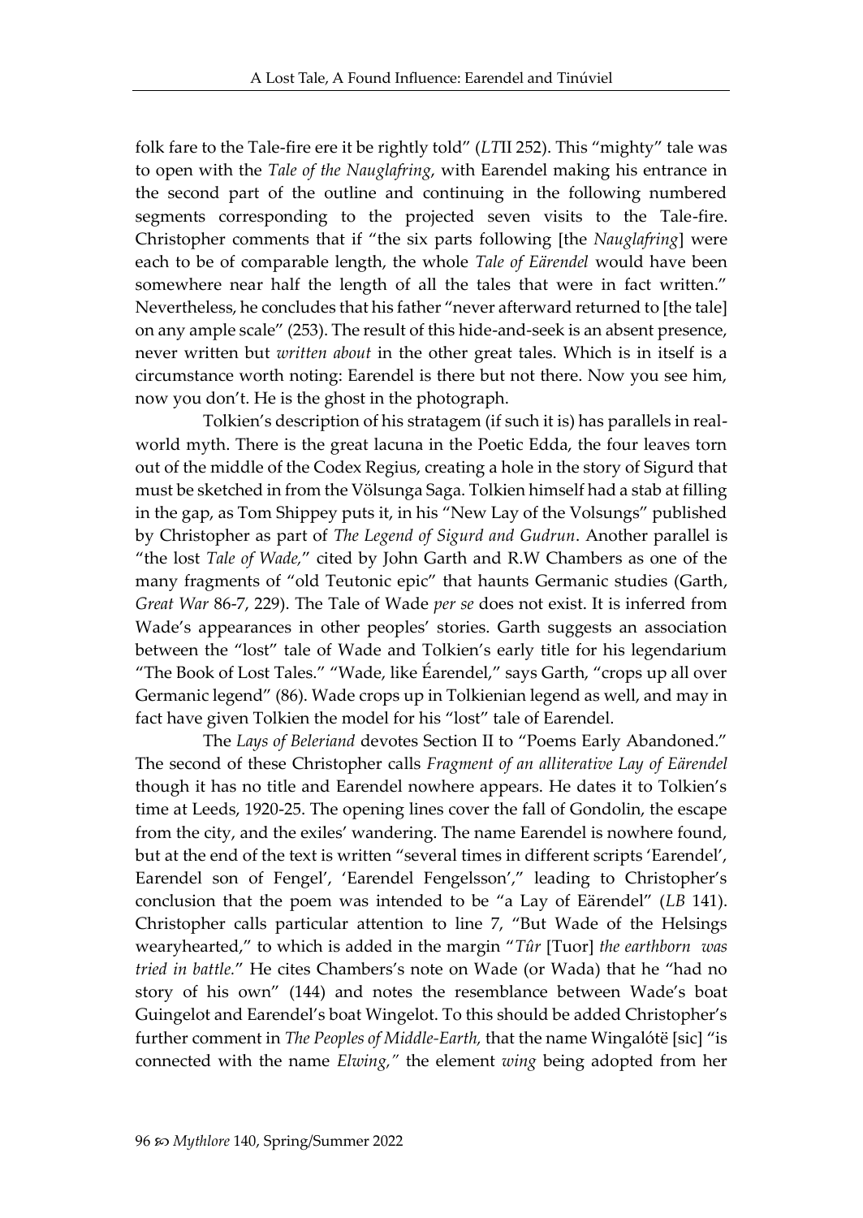folk fare to the Tale-fire ere it be rightly told" (*LT*II 252). This "mighty" tale was to open with the *Tale of the Nauglafring*, with Earendel making his entrance in the second part of the outline and continuing in the following numbered segments corresponding to the projected seven visits to the Tale-fire. Christopher comments that if "the six parts following [the *Nauglafring*] were each to be of comparable length, the whole *Tale of Eärendel* would have been somewhere near half the length of all the tales that were in fact written." Nevertheless, he concludes that his father "never afterward returned to [the tale] on any ample scale" (253). The result of this hide-and-seek is an absent presence, never written but *written about* in the other great tales. Which is in itself is a circumstance worth noting: Earendel is there but not there. Now you see him, now you don't. He is the ghost in the photograph.

Tolkien's description of his stratagem (if such it is) has parallels in real-world myth. There is the great lacuna in the Poetic Edda, the four leaves torn out of the middle of the Codex Regius, creating a hole in the story of Sigurd that must be sketched in from the Völsunga Saga. Tolkien himself had a stab at filling in the gap, as Tom Shippey puts it, in his "New Lay of the Volsungs" published by Christopher as part of *The Legend of Sigurd and Gudrun*. Another parallel is "the lost *Tale of Wade,*" cited by John Garth and R.W Chambers as one of the many fragments of "old Teutonic epic" that haunts Germanic studies (Garth, *Great War* 86-7, 229). The Tale of Wade *per se* does not exist. It is inferred from Wade's appearances in other peoples' stories. Garth suggests an association between the "lost" tale of Wade and Tolkien's early title for his legendarium "The Book of Lost Tales." "Wade, like Éarendel," says Garth, "crops up all over Germanic legend" (86). Wade crops up in Tolkienian legend as well, and may in fact have given Tolkien the model for his "lost" tale of Earendel.

The *Lays of Beleriand* devotes Section II to "Poems Early Abandoned." The second of these Christopher calls *Fragment of an alliterative Lay of Eärendel* though it has no title and Earendel nowhere appears. He dates it to Tolkien's time at Leeds, 1920-25. The opening lines cover the fall of Gondolin, the escape from the city, and the exiles' wandering. The name Earendel is nowhere found, but at the end of the text is written "several times in different scripts 'Earendel', Earendel son of Fengel', 'Earendel Fengelsson'," leading to Christopher's conclusion that the poem was intended to be "a Lay of Eärendel" (*LB* 141). Christopher calls particular attention to line 7, "But Wade of the Helsings wearyhearted," to which is added in the margin "*Tûr* [Tuor] *the earthborn was tried in battle.*" He cites Chambers's note on Wade (or Wada) that he "had no story of his own" (144) and notes the resemblance between Wade's boat Guingelot and Earendel's boat Wingelot. To this should be added Christopher's further comment in *The Peoples of Middle-Earth,* that the name Wingalótë [sic] "is connected with the name *Elwing,"* the element *wing* being adopted from her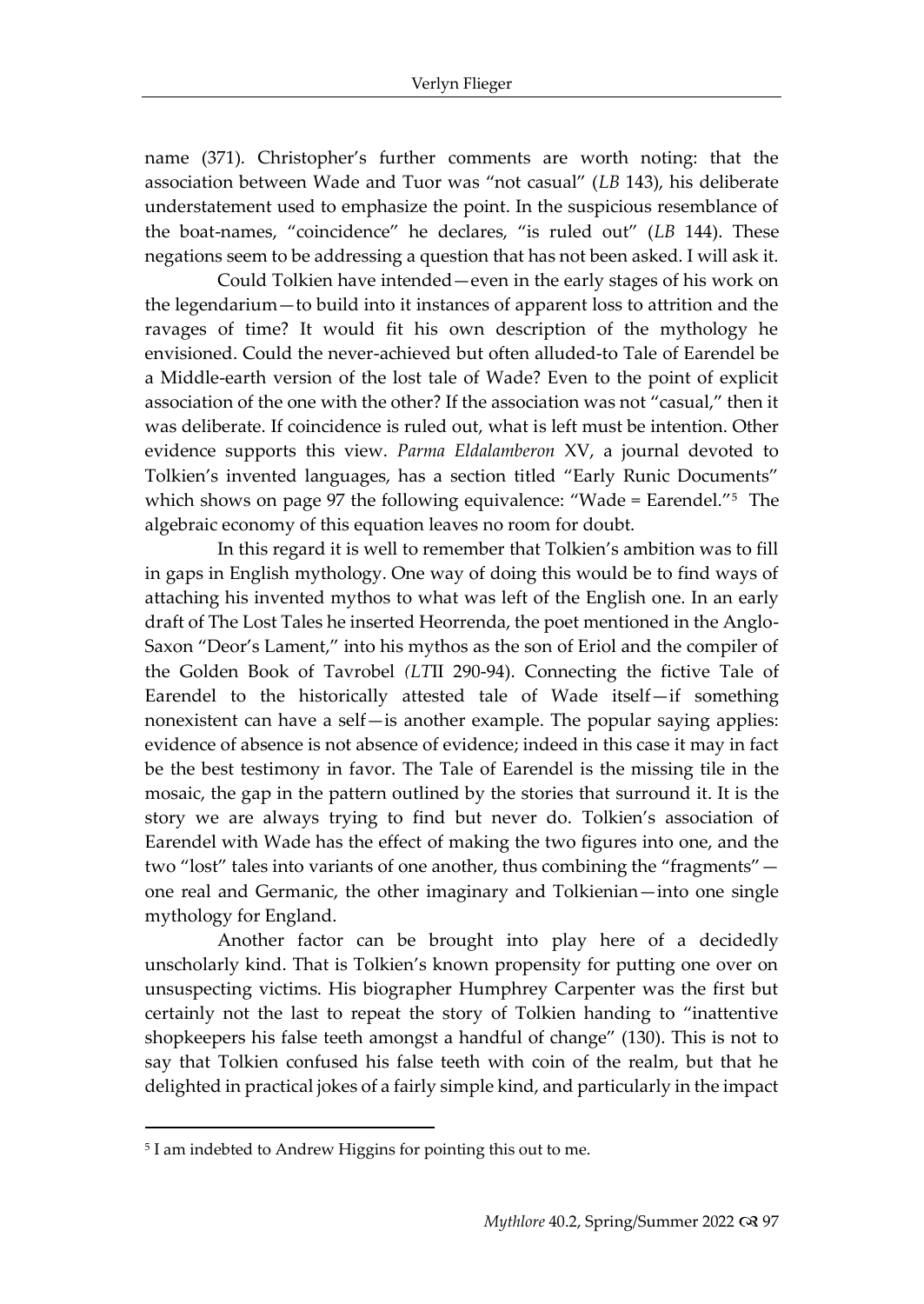name (371). Christopher's further comments are worth noting: that the association between Wade and Tuor was "not casual" (*LB* 143), his deliberate understatement used to emphasize the point. In the suspicious resemblance of the boat-names, "coincidence" he declares, "is ruled out" (*LB* 144). These negations seem to be addressing a question that has not been asked. I will ask it.

Could Tolkien have intended—even in the early stages of his work on the legendarium—to build into it instances of apparent loss to attrition and the ravages of time? It would fit his own description of the mythology he envisioned. Could the never-achieved but often alluded-to Tale of Earendel be a Middle-earth version of the lost tale of Wade? Even to the point of explicit association of the one with the other? If the association was not "casual," then it was deliberate. If coincidence is ruled out, what is left must be intention. Other evidence supports this view. *Parma Eldalamberon* XV, a journal devoted to Tolkien's invented languages, has a section titled "Early Runic Documents" which shows on page 97 the following equivalence: "Wade = Earendel."[5] The algebraic economy of this equation leaves no room for doubt.

In this regard it is well to remember that Tolkien's ambition was to fill in gaps in English mythology. One way of doing this would be to find ways of attaching his invented mythos to what was left of the English one. In an early draft of The Lost Tales he inserted Heorrenda, the poet mentioned in the Anglo-Saxon "Deor's Lament," into his mythos as the son of Eriol and the compiler of the Golden Book of Tavrobel *(LT*II 290-94). Connecting the fictive Tale of Earendel to the historically attested tale of Wade itself—if something nonexistent can have a self—is another example. The popular saying applies: evidence of absence is not absence of evidence; indeed in this case it may in fact be the best testimony in favor. The Tale of Earendel is the missing tile in the mosaic, the gap in the pattern outlined by the stories that surround it. It is the story we are always trying to find but never do. Tolkien's association of Earendel with Wade has the effect of making the two figures into one, and the two "lost" tales into variants of one another, thus combining the "fragments"—one real and Germanic, the other imaginary and Tolkienian—into one single mythology for England.

Another factor can be brought into play here of a decidedly unscholarly kind. That is Tolkien's known propensity for putting one over on unsuspecting victims. His biographer Humphrey Carpenter was the first but certainly not the last to repeat the story of Tolkien handing to "inattentive shopkeepers his false teeth amongst a handful of change" (130). This is not to say that Tolkien confused his false teeth with coin of the realm, but that he delighted in practical jokes of a fairly simple kind, and particularly in the impact

---

[5] I am indebted to Andrew Higgins for pointing this out to me.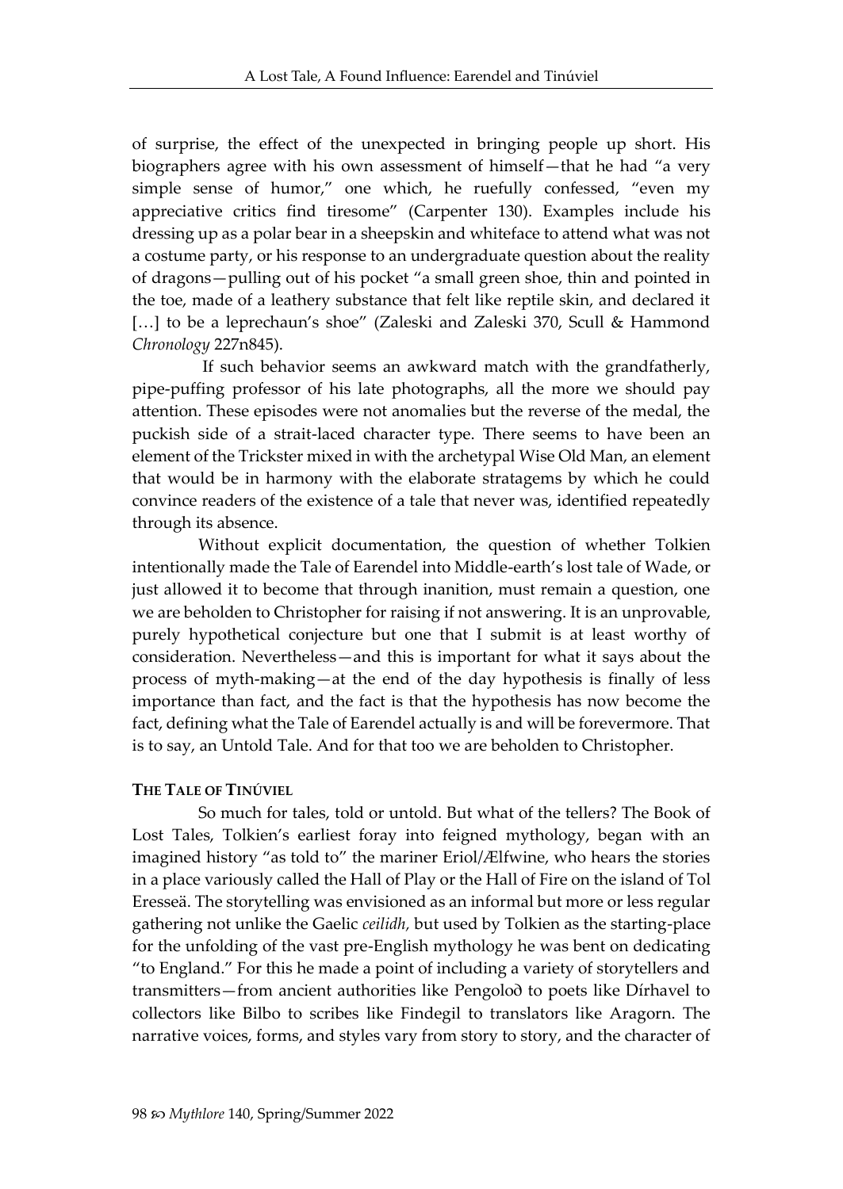of surprise, the effect of the unexpected in bringing people up short. His biographers agree with his own assessment of himself—that he had "a very simple sense of humor," one which, he ruefully confessed, "even my appreciative critics find tiresome" (Carpenter 130). Examples include his dressing up as a polar bear in a sheepskin and whiteface to attend what was not a costume party, or his response to an undergraduate question about the reality of dragons—pulling out of his pocket "a small green shoe, thin and pointed in the toe, made of a leathery substance that felt like reptile skin, and declared it […] to be a leprechaun's shoe" (Zaleski and Zaleski 370, Scull & Hammond *Chronology* 227n845).

If such behavior seems an awkward match with the grandfatherly, pipe-puffing professor of his late photographs, all the more we should pay attention. These episodes were not anomalies but the reverse of the medal, the puckish side of a strait-laced character type. There seems to have been an element of the Trickster mixed in with the archetypal Wise Old Man, an element that would be in harmony with the elaborate stratagems by which he could convince readers of the existence of a tale that never was, identified repeatedly through its absence.

Without explicit documentation, the question of whether Tolkien intentionally made the Tale of Earendel into Middle-earth's lost tale of Wade, or just allowed it to become that through inanition, must remain a question, one we are beholden to Christopher for raising if not answering. It is an unprovable, purely hypothetical conjecture but one that I submit is at least worthy of consideration. Nevertheless—and this is important for what it says about the process of myth-making—at the end of the day hypothesis is finally of less importance than fact, and the fact is that the hypothesis has now become the fact, defining what the Tale of Earendel actually is and will be forevermore. That is to say, an Untold Tale. And for that too we are beholden to Christopher.

## THE TALE OF TINÚVIEL

So much for tales, told or untold. But what of the tellers? The Book of Lost Tales, Tolkien's earliest foray into feigned mythology, began with an imagined history "as told to" the mariner Eriol/Ælfwine, who hears the stories in a place variously called the Hall of Play or the Hall of Fire on the island of Tol Eresseä. The storytelling was envisioned as an informal but more or less regular gathering not unlike the Gaelic *ceilidh,* but used by Tolkien as the starting-place for the unfolding of the vast pre-English mythology he was bent on dedicating "to England." For this he made a point of including a variety of storytellers and transmitters—from ancient authorities like Pengoloð to poets like Dírhavel to collectors like Bilbo to scribes like Findegil to translators like Aragorn. The narrative voices, forms, and styles vary from story to story, and the character of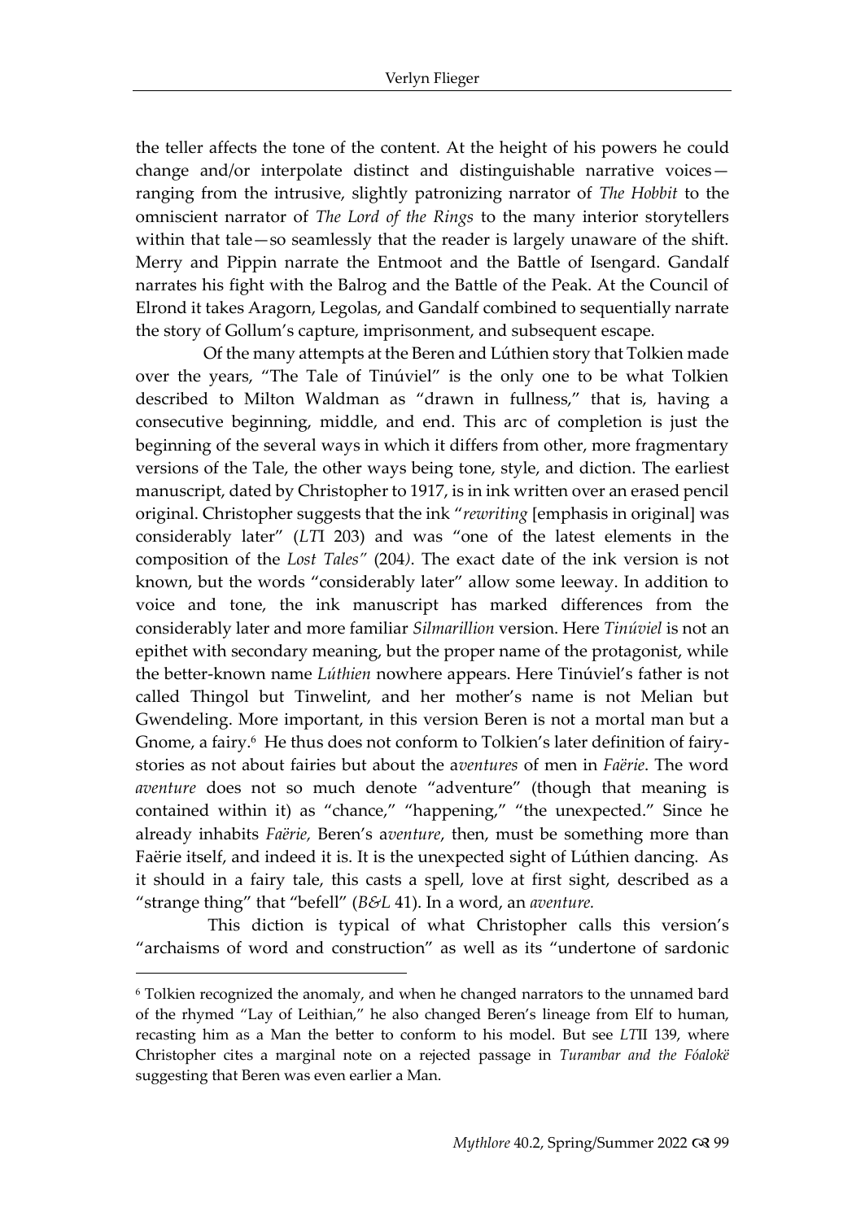the teller affects the tone of the content. At the height of his powers he could change and/or interpolate distinct and distinguishable narrative voices—ranging from the intrusive, slightly patronizing narrator of *The Hobbit* to the omniscient narrator of *The Lord of the Rings* to the many interior storytellers within that tale—so seamlessly that the reader is largely unaware of the shift. Merry and Pippin narrate the Entmoot and the Battle of Isengard. Gandalf narrates his fight with the Balrog and the Battle of the Peak. At the Council of Elrond it takes Aragorn, Legolas, and Gandalf combined to sequentially narrate the story of Gollum's capture, imprisonment, and subsequent escape.

Of the many attempts at the Beren and Lúthien story that Tolkien made over the years, "The Tale of Tinúviel" is the only one to be what Tolkien described to Milton Waldman as "drawn in fullness," that is, having a consecutive beginning, middle, and end. This arc of completion is just the beginning of the several ways in which it differs from other, more fragmentary versions of the Tale, the other ways being tone, style, and diction. The earliest manuscript, dated by Christopher to 1917, is in ink written over an erased pencil original. Christopher suggests that the ink "*rewriting* [emphasis in original] was considerably later" (*LT*I 203) and was "one of the latest elements in the composition of the *Lost Tales"* (204). The exact date of the ink version is not known, but the words "considerably later" allow some leeway. In addition to voice and tone, the ink manuscript has marked differences from the considerably later and more familiar *Silmarillion* version. Here *Tinúviel* is not an epithet with secondary meaning, but the proper name of the protagonist, while the better-known name *Lúthien* nowhere appears. Here Tinúviel's father is not called Thingol but Tinwelint, and her mother's name is not Melian but Gwendeling. More important, in this version Beren is not a mortal man but a Gnome, a fairy.[6] He thus does not conform to Tolkien's later definition of fairy-stories as not about fairies but about the a*ventures* of men in *Faërie*. The word *aventure* does not so much denote "adventure" (though that meaning is contained within it) as "chance," "happening," "the unexpected." Since he already inhabits *Faërie,* Beren's a*venture*, then, must be something more than Faërie itself, and indeed it is. It is the unexpected sight of Lúthien dancing. As it should in a fairy tale, this casts a spell, love at first sight, described as a "strange thing" that "befell" (*B&L* 41). In a word, an *aventure.*

This diction is typical of what Christopher calls this version's "archaisms of word and construction" as well as its "undertone of sardonic

---

[6] Tolkien recognized the anomaly, and when he changed narrators to the unnamed bard of the rhymed "Lay of Leithian," he also changed Beren's lineage from Elf to human, recasting him as a Man the better to conform to his model. But see *LT*II 139, where Christopher cites a marginal note on a rejected passage in *Turambar and the Fóalokë* suggesting that Beren was even earlier a Man.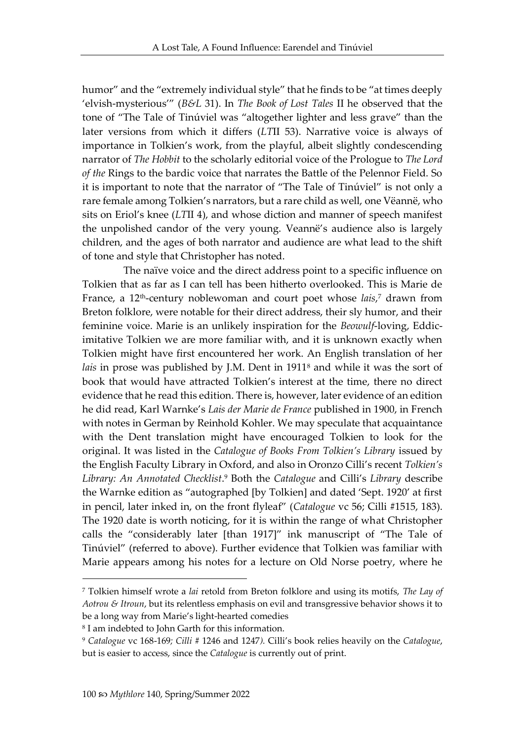humor" and the "extremely individual style" that he finds to be "at times deeply 'elvish-mysterious'" (*B&L* 31). In *The Book of Lost Tales* II he observed that the tone of "The Tale of Tinúviel was "altogether lighter and less grave" than the later versions from which it differs (*LT*II 53). Narrative voice is always of importance in Tolkien's work, from the playful, albeit slightly condescending narrator of *The Hobbit* to the scholarly editorial voice of the Prologue to *The Lord of the* Rings to the bardic voice that narrates the Battle of the Pelennor Field. So it is important to note that the narrator of "The Tale of Tinúviel" is not only a rare female among Tolkien's narrators, but a rare child as well, one Vëannë, who sits on Eriol's knee (*LT*II 4), and whose diction and manner of speech manifest the unpolished candor of the very young. Veannë's audience also is largely children, and the ages of both narrator and audience are what lead to the shift of tone and style that Christopher has noted.

The naïve voice and the direct address point to a specific influence on Tolkien that as far as I can tell has been hitherto overlooked. This is Marie de France, a 12th-century noblewoman and court poet whose *lais*,[7] drawn from Breton folklore, were notable for their direct address, their sly humor, and their feminine voice. Marie is an unlikely inspiration for the *Beowulf*-loving, Eddic-imitative Tolkien we are more familiar with, and it is unknown exactly when Tolkien might have first encountered her work. An English translation of her *lais* in prose was published by J.M. Dent in 1911[8] and while it was the sort of book that would have attracted Tolkien's interest at the time, there no direct evidence that he read this edition. There is, however, later evidence of an edition he did read, Karl Warnke's *Lais der Marie de France* published in 1900, in French with notes in German by Reinhold Kohler. We may speculate that acquaintance with the Dent translation might have encouraged Tolkien to look for the original. It was listed in the *Catalogue of Books From Tolkien's Library* issued by the English Faculty Library in Oxford, and also in Oronzo Cilli's recent *Tolkien's Library: An Annotated Checklist*.[9] Both the *Catalogue* and Cilli's *Library* describe the Warnke edition as "autographed [by Tolkien] and dated 'Sept. 1920' at first in pencil, later inked in, on the front flyleaf" (*Catalogue* vc 56; Cilli #1515, 183). The 1920 date is worth noticing, for it is within the range of what Christopher calls the "considerably later [than 1917]" ink manuscript of "The Tale of Tinúviel" (referred to above). Further evidence that Tolkien was familiar with Marie appears among his notes for a lecture on Old Norse poetry, where he

---

[7] Tolkien himself wrote a *lai* retold from Breton folklore and using its motifs, *The Lay of Aotrou & Itroun*, but its relentless emphasis on evil and transgressive behavior shows it to be a long way from Marie's light-hearted comedies

[8] I am indebted to John Garth for this information.

[9] *Catalogue* vc 168-169; *Cilli* # 1246 and 1247. Cilli's book relies heavily on the *Catalogue*, but is easier to access, since the *Catalogue* is currently out of print.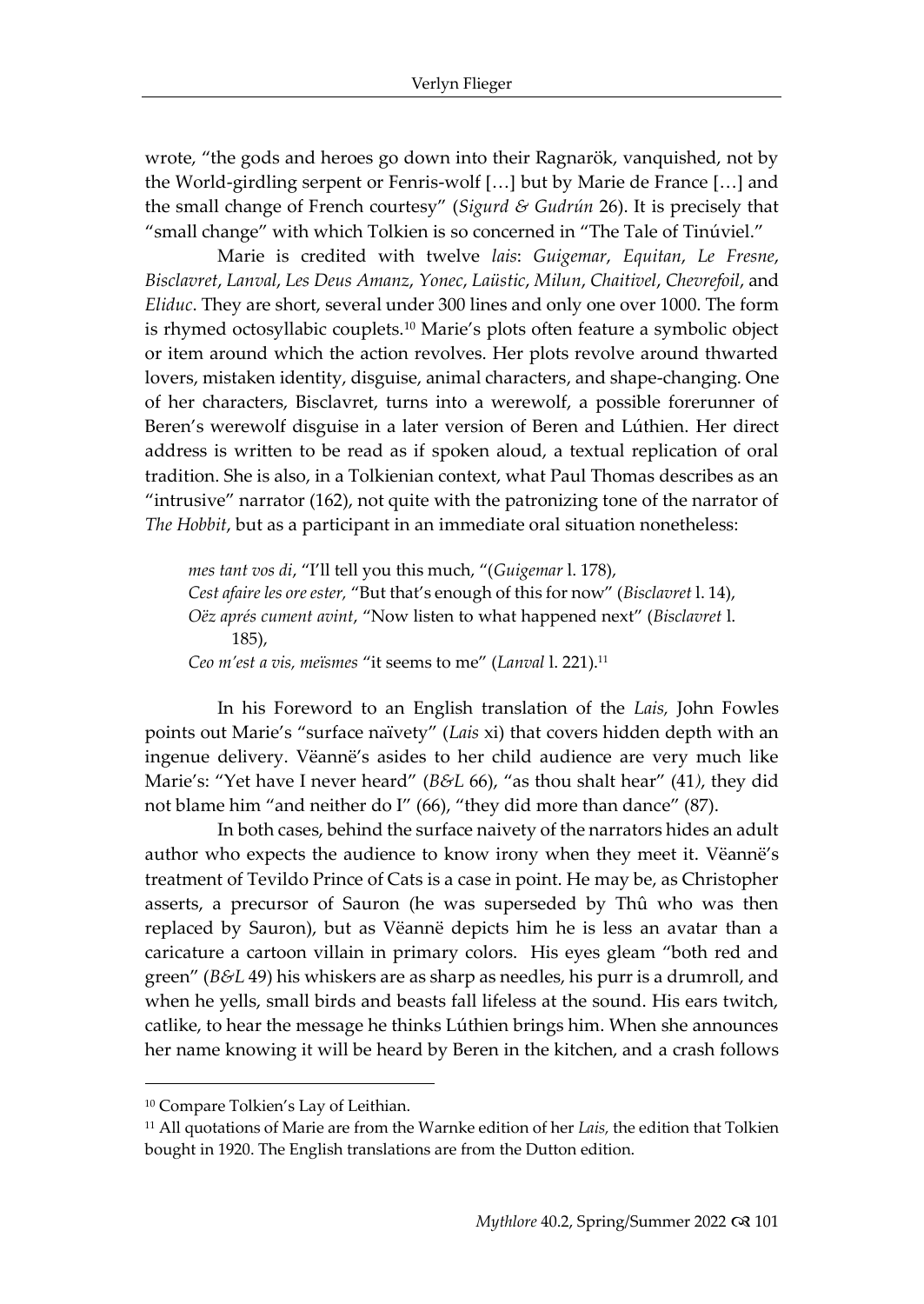wrote, "the gods and heroes go down into their Ragnarök, vanquished, not by the World-girdling serpent or Fenris-wolf […] but by Marie de France […] and the small change of French courtesy" (*Sigurd & Gudrún* 26). It is precisely that "small change" with which Tolkien is so concerned in "The Tale of Tinúviel."

Marie is credited with twelve *lais*: *Guigemar*, *Equitan*, *Le Fresne*, *Bisclavret*, *Lanval*, *Les Deus Amanz*, *Yonec*, *Laüstic*, *Milun*, *Chaitivel*, *Chevrefoil*, and *Eliduc*. They are short, several under 300 lines and only one over 1000. The form is rhymed octosyllabic couplets.[10] Marie's plots often feature a symbolic object or item around which the action revolves. Her plots revolve around thwarted lovers, mistaken identity, disguise, animal characters, and shape-changing. One of her characters, Bisclavret, turns into a werewolf, a possible forerunner of Beren's werewolf disguise in a later version of Beren and Lúthien. Her direct address is written to be read as if spoken aloud, a textual replication of oral tradition. She is also, in a Tolkienian context, what Paul Thomas describes as an "intrusive" narrator (162), not quite with the patronizing tone of the narrator of *The Hobbit*, but as a participant in an immediate oral situation nonetheless:

> *mes tant vos di*, "I'll tell you this much, "(*Guigemar* l. 178),
> *Cest afaire les ore ester,* "But that's enough of this for now" (*Bisclavret* l. 14),
> *Oëz aprés cument avint*, "Now listen to what happened next" (*Bisclavret* l. 185),
> *Ceo m'est a vis, meïsmes* "it seems to me" (*Lanval* l. 221).[11]

In his Foreword to an English translation of the *Lais,* John Fowles points out Marie's "surface naïvety" (*Lais* xi) that covers hidden depth with an ingenue delivery. Vëannë's asides to her child audience are very much like Marie's: "Yet have I never heard" (*B&L* 66), "as thou shalt hear" (41), they did not blame him "and neither do I" (66), "they did more than dance" (87).

In both cases, behind the surface naivety of the narrators hides an adult author who expects the audience to know irony when they meet it. Vëannë's treatment of Tevildo Prince of Cats is a case in point. He may be, as Christopher asserts, a precursor of Sauron (he was superseded by Thû who was then replaced by Sauron), but as Vëannë depicts him he is less an avatar than a caricature a cartoon villain in primary colors. His eyes gleam "both red and green" (*B&L* 49) his whiskers are as sharp as needles, his purr is a drumroll, and when he yells, small birds and beasts fall lifeless at the sound. His ears twitch, catlike, to hear the message he thinks Lúthien brings him. When she announces her name knowing it will be heard by Beren in the kitchen, and a crash follows

---

[10] Compare Tolkien's Lay of Leithian.

[11] All quotations of Marie are from the Warnke edition of her *Lais,* the edition that Tolkien bought in 1920. The English translations are from the Dutton edition.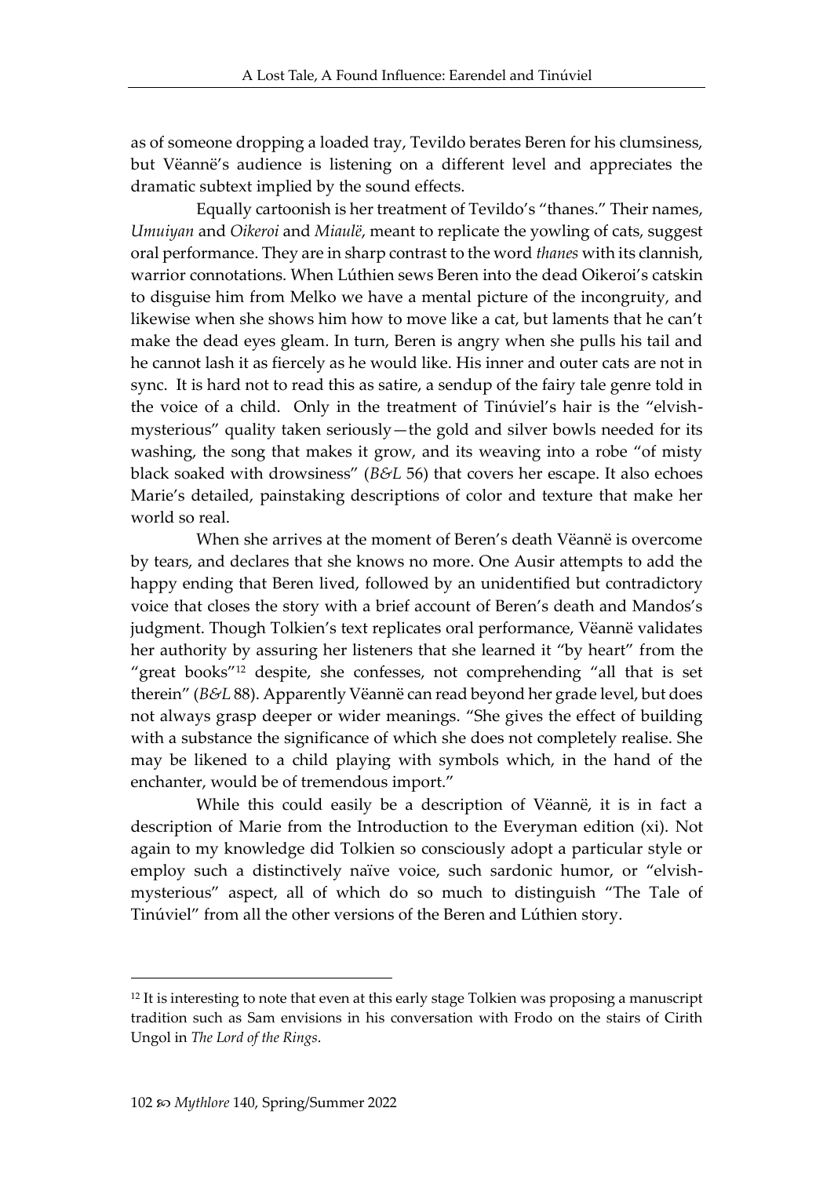as of someone dropping a loaded tray, Tevildo berates Beren for his clumsiness, but Vëannë's audience is listening on a different level and appreciates the dramatic subtext implied by the sound effects.

Equally cartoonish is her treatment of Tevildo's "thanes." Their names, *Umuiyan* and *Oikeroi* and *Miaulë*, meant to replicate the yowling of cats, suggest oral performance. They are in sharp contrast to the word *thanes* with its clannish, warrior connotations. When Lúthien sews Beren into the dead Oikeroi's catskin to disguise him from Melko we have a mental picture of the incongruity, and likewise when she shows him how to move like a cat, but laments that he can't make the dead eyes gleam. In turn, Beren is angry when she pulls his tail and he cannot lash it as fiercely as he would like. His inner and outer cats are not in sync. It is hard not to read this as satire, a sendup of the fairy tale genre told in the voice of a child. Only in the treatment of Tinúviel's hair is the "elvish-mysterious" quality taken seriously—the gold and silver bowls needed for its washing, the song that makes it grow, and its weaving into a robe "of misty black soaked with drowsiness" (*B&L* 56) that covers her escape. It also echoes Marie's detailed, painstaking descriptions of color and texture that make her world so real.

When she arrives at the moment of Beren's death Vëannë is overcome by tears, and declares that she knows no more. One Ausir attempts to add the happy ending that Beren lived, followed by an unidentified but contradictory voice that closes the story with a brief account of Beren's death and Mandos's judgment. Though Tolkien's text replicates oral performance, Vëannë validates her authority by assuring her listeners that she learned it "by heart" from the "great books"[12] despite, she confesses, not comprehending "all that is set therein" (*B&L* 88). Apparently Vëannë can read beyond her grade level, but does not always grasp deeper or wider meanings. "She gives the effect of building with a substance the significance of which she does not completely realise. She may be likened to a child playing with symbols which, in the hand of the enchanter, would be of tremendous import."

While this could easily be a description of Vëannë, it is in fact a description of Marie from the Introduction to the Everyman edition (xi). Not again to my knowledge did Tolkien so consciously adopt a particular style or employ such a distinctively naïve voice, such sardonic humor, or "elvish-mysterious" aspect, all of which do so much to distinguish "The Tale of Tinúviel" from all the other versions of the Beren and Lúthien story.

---

[12] It is interesting to note that even at this early stage Tolkien was proposing a manuscript tradition such as Sam envisions in his conversation with Frodo on the stairs of Cirith Ungol in *The Lord of the Rings*.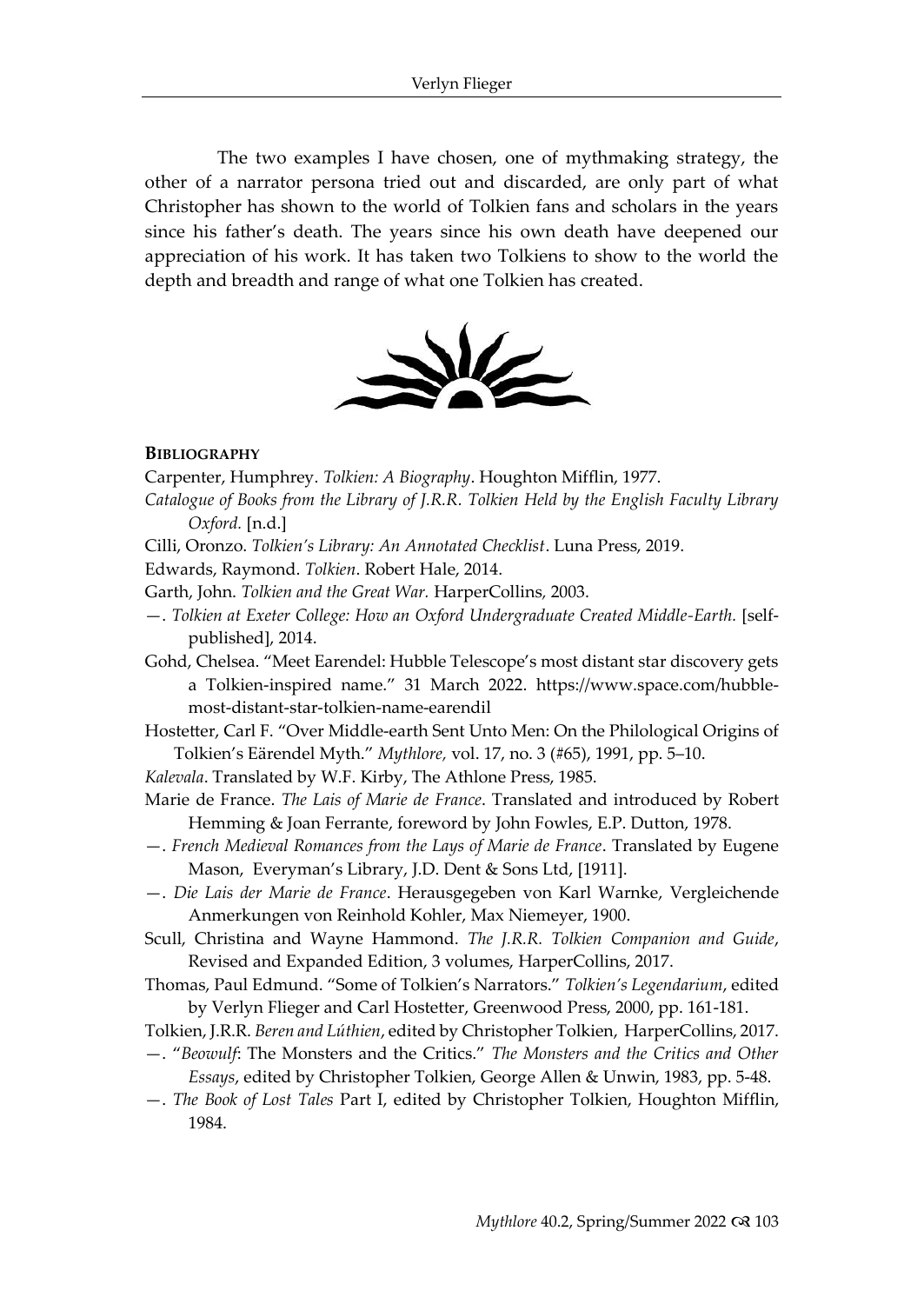The two examples I have chosen, one of mythmaking strategy, the other of a narrator persona tried out and discarded, are only part of what Christopher has shown to the world of Tolkien fans and scholars in the years since his father's death. The years since his own death have deepened our appreciation of his work. It has taken two Tolkiens to show to the world the depth and breadth and range of what one Tolkien has created.

**Bibliography**

Carpenter, Humphrey. *Tolkien: A Biography*. Houghton Mifflin, 1977.

*Catalogue of Books from the Library of J.R.R. Tolkien Held by the English Faculty Library Oxford.* [n.d.]

Cilli, Oronzo. *Tolkien's Library: An Annotated Checklist*. Luna Press, 2019.

Edwards, Raymond. *Tolkien*. Robert Hale, 2014.

Garth, John. *Tolkien and the Great War.* HarperCollins, 2003.

—. *Tolkien at Exeter College: How an Oxford Undergraduate Created Middle-Earth.* [self-published], 2014.

Gohd, Chelsea. "Meet Earendel: Hubble Telescope's most distant star discovery gets a Tolkien-inspired name." 31 March 2022. https://www.space.com/hubble-most-distant-star-tolkien-name-earendil

Hostetter, Carl F. "Over Middle-earth Sent Unto Men: On the Philological Origins of Tolkien's Eärendel Myth." *Mythlore,* vol. 17, no. 3 (#65), 1991, pp. 5–10.

*Kalevala*. Translated by W.F. Kirby, The Athlone Press, 1985.

Marie de France. *The Lais of Marie de France*. Translated and introduced by Robert Hemming & Joan Ferrante, foreword by John Fowles, E.P. Dutton, 1978.

—. *French Medieval Romances from the Lays of Marie de France*. Translated by Eugene Mason, Everyman's Library, J.D. Dent & Sons Ltd, [1911].

—. *Die Lais der Marie de France*. Herausgegeben von Karl Warnke, Vergleichende Anmerkungen von Reinhold Kohler, Max Niemeyer, 1900.

Scull, Christina and Wayne Hammond. *The J.R.R. Tolkien Companion and Guide*, Revised and Expanded Edition, 3 volumes, HarperCollins, 2017.

Thomas, Paul Edmund. "Some of Tolkien's Narrators." *Tolkien's Legendarium*, edited by Verlyn Flieger and Carl Hostetter, Greenwood Press, 2000, pp. 161-181.

Tolkien, J.R.R. *Beren and Lúthien*, edited by Christopher Tolkien, HarperCollins, 2017.

—. "*Beowulf*: The Monsters and the Critics." *The Monsters and the Critics and Other Essays*, edited by Christopher Tolkien, George Allen & Unwin, 1983, pp. 5-48.

—. *The Book of Lost Tales* Part I, edited by Christopher Tolkien, Houghton Mifflin, 1984.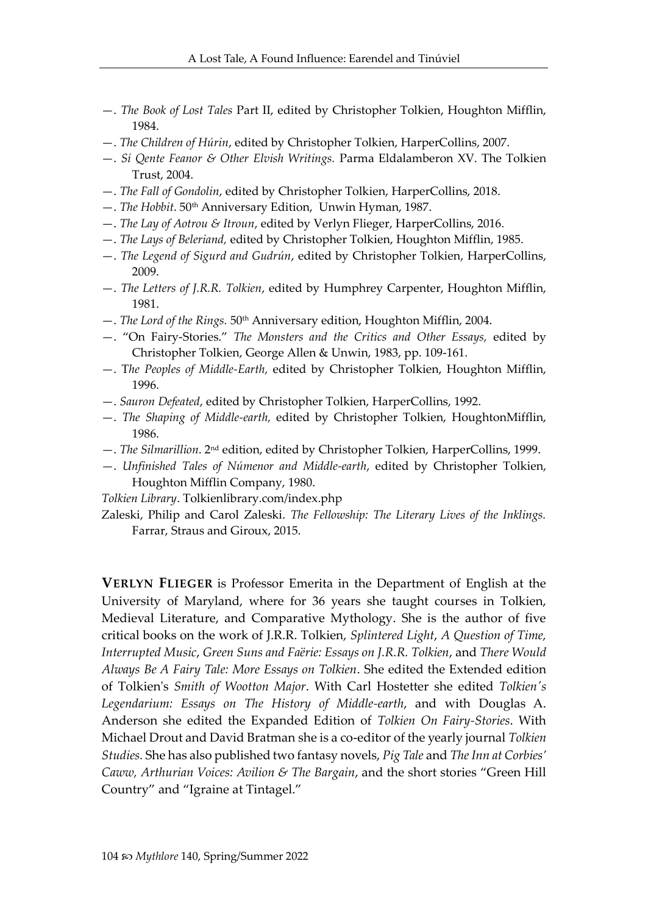—. *The Book of Lost Tales* Part II, edited by Christopher Tolkien, Houghton Mifflin, 1984.

—. *The Children of Húrin*, edited by Christopher Tolkien, HarperCollins, 2007.

—. *Sí Qente Feanor & Other Elvish Writings.* Parma Eldalamberon XV. The Tolkien Trust, 2004.

—. *The Fall of Gondolin*, edited by Christopher Tolkien, HarperCollins, 2018.

—. *The Hobbit*. 50th Anniversary Edition, Unwin Hyman, 1987.

—. *The Lay of Aotrou & Itroun*, edited by Verlyn Flieger, HarperCollins, 2016.

—. *The Lays of Beleriand,* edited by Christopher Tolkien, Houghton Mifflin, 1985.

—. *The Legend of Sigurd and Gudrún*, edited by Christopher Tolkien, HarperCollins, 2009.

—. *The Letters of J.R.R. Tolkien*, edited by Humphrey Carpenter, Houghton Mifflin, 1981.

—. *The Lord of the Rings.* 50th Anniversary edition, Houghton Mifflin, 2004.

—. "On Fairy-Stories." *The Monsters and the Critics and Other Essays,* edited by Christopher Tolkien, George Allen & Unwin, 1983, pp. 109-161.

—. T*he Peoples of Middle-Earth,* edited by Christopher Tolkien, Houghton Mifflin, 1996.

—. *Sauron Defeated*, edited by Christopher Tolkien, HarperCollins, 1992.

—. *The Shaping of Middle-earth,* edited by Christopher Tolkien, HoughtonMifflin, 1986.

—. *The Silmarillion*. 2nd edition, edited by Christopher Tolkien, HarperCollins, 1999.

—. *Unfinished Tales of Númenor and Middle-earth*, edited by Christopher Tolkien, Houghton Mifflin Company, 1980.

*Tolkien Library*. Tolkienlibrary.com/index.php

Zaleski, Philip and Carol Zaleski. *The Fellowship: The Literary Lives of the Inklings.* Farrar, Straus and Giroux, 2015.

**VERLYN FLIEGER** is Professor Emerita in the Department of English at the University of Maryland, where for 36 years she taught courses in Tolkien, Medieval Literature, and Comparative Mythology. She is the author of five critical books on the work of J.R.R. Tolkien, *Splintered Light*, *A Question of Time, Interrupted Music*, *Green Suns and Faërie: Essays on J.R.R. Tolkien*, and *There Would Always Be A Fairy Tale: More Essays on Tolkien*. She edited the Extended edition of Tolkien's *Smith of Wootton Major*. With Carl Hostetter she edited *Tolkien's Legendarium: Essays on The History of Middle-earth*, and with Douglas A. Anderson she edited the Expanded Edition of *Tolkien On Fairy-Stories*. With Michael Drout and David Bratman she is a co-editor of the yearly journal *Tolkien Studies.* She has also published two fantasy novels, *Pig Tale* and *The Inn at Corbies' Caww, Arthurian Voices: Avilion & The Bargain*, and the short stories "Green Hill Country" and "Igraine at Tintagel."